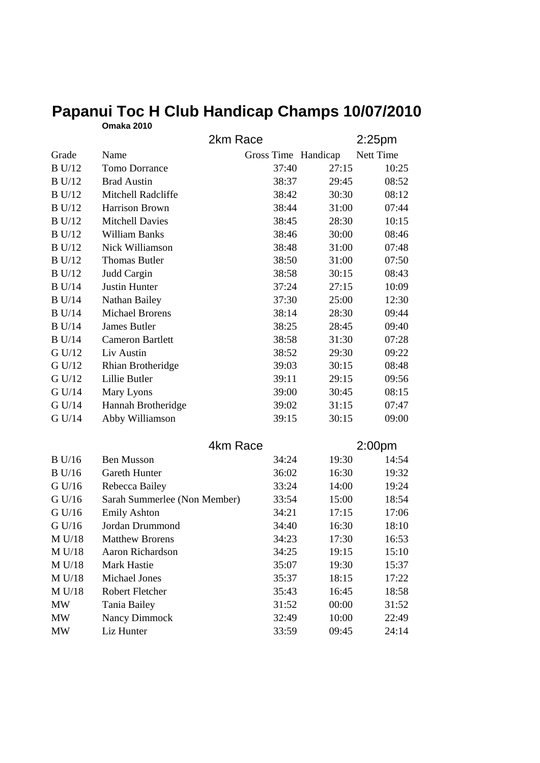# Papanui Toc H Club Handicap Champs 10/07/2010

**Omaka 2010**

## 2km Race — 2:25pm

| Grade | Name | Gross Time | Handicap | Nett Time |
|---|---|---|---|---|
| B U/12 | Tomo Dorrance | 37:40 | 27:15 | 10:25 |
| B U/12 | Brad Austin | 38:37 | 29:45 | 08:52 |
| B U/12 | Mitchell Radcliffe | 38:42 | 30:30 | 08:12 |
| B U/12 | Harrison Brown | 38:44 | 31:00 | 07:44 |
| B U/12 | Mitchell Davies | 38:45 | 28:30 | 10:15 |
| B U/12 | William Banks | 38:46 | 30:00 | 08:46 |
| B U/12 | Nick Williamson | 38:48 | 31:00 | 07:48 |
| B U/12 | Thomas Butler | 38:50 | 31:00 | 07:50 |
| B U/12 | Judd Cargin | 38:58 | 30:15 | 08:43 |
| B U/14 | Justin Hunter | 37:24 | 27:15 | 10:09 |
| B U/14 | Nathan Bailey | 37:30 | 25:00 | 12:30 |
| B U/14 | Michael Brorens | 38:14 | 28:30 | 09:44 |
| B U/14 | James Butler | 38:25 | 28:45 | 09:40 |
| B U/14 | Cameron Bartlett | 38:58 | 31:30 | 07:28 |
| G U/12 | Liv Austin | 38:52 | 29:30 | 09:22 |
| G U/12 | Rhian Brotheridge | 39:03 | 30:15 | 08:48 |
| G U/12 | Lillie Butler | 39:11 | 29:15 | 09:56 |
| G U/14 | Mary Lyons | 39:00 | 30:45 | 08:15 |
| G U/14 | Hannah Brotheridge | 39:02 | 31:15 | 07:47 |
| G U/14 | Abby Williamson | 39:15 | 30:15 | 09:00 |

## 4km Race — 2:00pm

| Grade | Name | Gross Time | Handicap | Nett Time |
|---|---|---|---|---|
| B U/16 | Ben Musson | 34:24 | 19:30 | 14:54 |
| B U/16 | Gareth Hunter | 36:02 | 16:30 | 19:32 |
| G U/16 | Rebecca Bailey | 33:24 | 14:00 | 19:24 |
| G U/16 | Sarah Summerlee (Non Member) | 33:54 | 15:00 | 18:54 |
| G U/16 | Emily Ashton | 34:21 | 17:15 | 17:06 |
| G U/16 | Jordan Drummond | 34:40 | 16:30 | 18:10 |
| M U/18 | Matthew Brorens | 34:23 | 17:30 | 16:53 |
| M U/18 | Aaron Richardson | 34:25 | 19:15 | 15:10 |
| M U/18 | Mark Hastie | 35:07 | 19:30 | 15:37 |
| M U/18 | Michael Jones | 35:37 | 18:15 | 17:22 |
| M U/18 | Robert Fletcher | 35:43 | 16:45 | 18:58 |
| MW | Tania Bailey | 31:52 | 00:00 | 31:52 |
| MW | Nancy Dimmock | 32:49 | 10:00 | 22:49 |
| MW | Liz Hunter | 33:59 | 09:45 | 24:14 |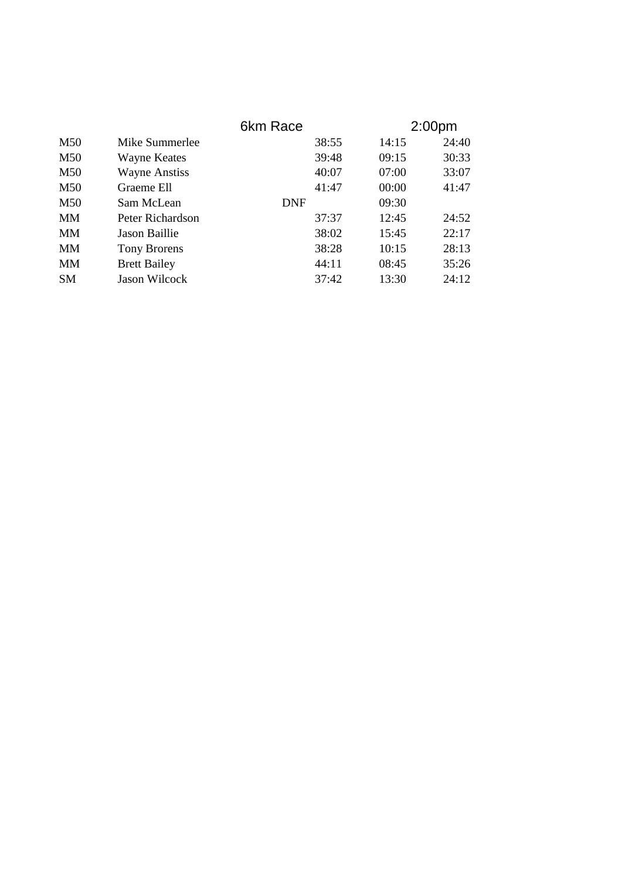| | | | | | |
|---|---|---|---|---|---|
| | | 6km Race | | 2:00pm | |
| M50 | Mike Summerlee | | 38:55 | 14:15 | 24:40 |
| M50 | Wayne Keates | | 39:48 | 09:15 | 30:33 |
| M50 | Wayne Anstiss | | 40:07 | 07:00 | 33:07 |
| M50 | Graeme Ell | | 41:47 | 00:00 | 41:47 |
| M50 | Sam McLean | DNF | | 09:30 | |
| MM | Peter Richardson | | 37:37 | 12:45 | 24:52 |
| MM | Jason Baillie | | 38:02 | 15:45 | 22:17 |
| MM | Tony Brorens | | 38:28 | 10:15 | 28:13 |
| MM | Brett Bailey | | 44:11 | 08:45 | 35:26 |
| SM | Jason Wilcock | | 37:42 | 13:30 | 24:12 |